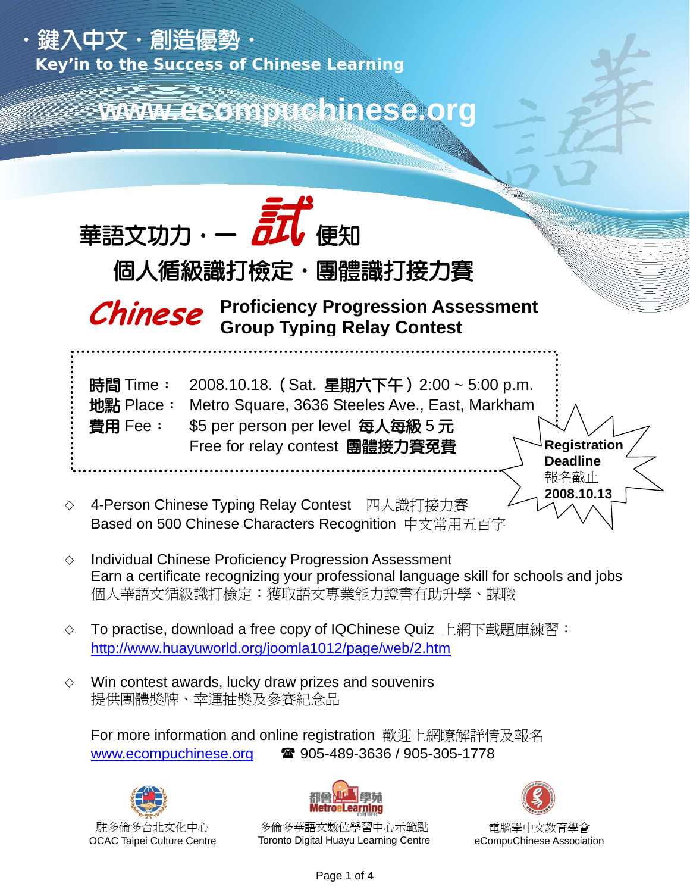・鍵入中文・創造優勢・

**Key'in to the Success of Chinese Learning**

**www.ecompuchinese.org**

# 華語文功力・一 試 便知

## 個人循級識打檢定・團體識打接力賽

## *Chinese* Proficiency Progression Assessment Group Typing Relay Contest

**時間** Time： 2008.10.18.（Sat. **星期六下午**）2:00 ~ 5:00 p.m.

**地點** Place： Metro Square, 3636 Steeles Ave., East, Markham

**費用** Fee： $5 per person per level **每人每級** 5 **元**

Free for relay contest **團體接力賽免費**

**Registration Deadline**
報名截止
**2008.10.13**

- ◇ 4-Person Chinese Typing Relay Contest 四人識打接力賽
  Based on 500 Chinese Characters Recognition 中文常用五百字

- ◇ Individual Chinese Proficiency Progression Assessment
  Earn a certificate recognizing your professional language skill for schools and jobs
  個人華語文循級識打檢定：獲取語文專業能力證書有助升學、謀職

- ◇ To practise, download a free copy of IQChinese Quiz 上網下載題庫練習：
  http://www.huayuworld.org/joomla1012/page/web/2.htm

- ◇ Win contest awards, lucky draw prizes and souvenirs
  提供團體獎牌、幸運抽獎及參賽紀念品

For more information and online registration 歡迎上網瞭解詳情及報名
www.ecompuchinese.org ☎ 905-489-3636 / 905-305-1778

駐多倫多台北文化中心
OCAC Taipei Culture Centre

多倫多華語文數位學習中心示範點
Toronto Digital Huayu Learning Centre

電腦學中文教育學會
eCompuChinese Association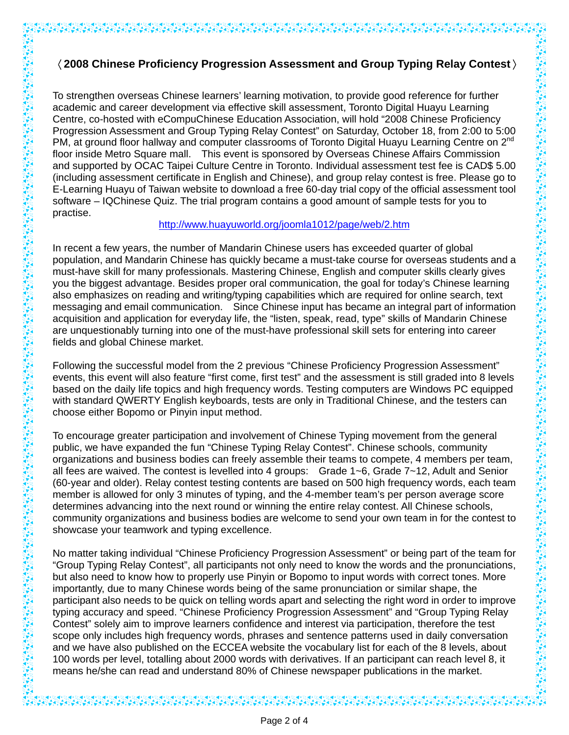## 〈2008 Chinese Proficiency Progression Assessment and Group Typing Relay Contest〉

To strengthen overseas Chinese learners' learning motivation, to provide good reference for further academic and career development via effective skill assessment, Toronto Digital Huayu Learning Centre, co-hosted with eCompuChinese Education Association, will hold "2008 Chinese Proficiency Progression Assessment and Group Typing Relay Contest" on Saturday, October 18, from 2:00 to 5:00 PM, at ground floor hallway and computer classrooms of Toronto Digital Huayu Learning Centre on 2nd floor inside Metro Square mall. This event is sponsored by Overseas Chinese Affairs Commission and supported by OCAC Taipei Culture Centre in Toronto. Individual assessment test fee is CAD$ 5.00 (including assessment certificate in English and Chinese), and group relay contest is free. Please go to E-Learning Huayu of Taiwan website to download a free 60-day trial copy of the official assessment tool software – IQChinese Quiz. The trial program contains a good amount of sample tests for you to practise.

http://www.huayuworld.org/joomla1012/page/web/2.htm

In recent a few years, the number of Mandarin Chinese users has exceeded quarter of global population, and Mandarin Chinese has quickly became a must-take course for overseas students and a must-have skill for many professionals. Mastering Chinese, English and computer skills clearly gives you the biggest advantage. Besides proper oral communication, the goal for today's Chinese learning also emphasizes on reading and writing/typing capabilities which are required for online search, text messaging and email communication. Since Chinese input has became an integral part of information acquisition and application for everyday life, the "listen, speak, read, type" skills of Mandarin Chinese are unquestionably turning into one of the must-have professional skill sets for entering into career fields and global Chinese market.

Following the successful model from the 2 previous "Chinese Proficiency Progression Assessment" events, this event will also feature "first come, first test" and the assessment is still graded into 8 levels based on the daily life topics and high frequency words. Testing computers are Windows PC equipped with standard QWERTY English keyboards, tests are only in Traditional Chinese, and the testers can choose either Bopomo or Pinyin input method.

To encourage greater participation and involvement of Chinese Typing movement from the general public, we have expanded the fun "Chinese Typing Relay Contest". Chinese schools, community organizations and business bodies can freely assemble their teams to compete, 4 members per team, all fees are waived. The contest is levelled into 4 groups: Grade 1~6, Grade 7~12, Adult and Senior (60-year and older). Relay contest testing contents are based on 500 high frequency words, each team member is allowed for only 3 minutes of typing, and the 4-member team's per person average score determines advancing into the next round or winning the entire relay contest. All Chinese schools, community organizations and business bodies are welcome to send your own team in for the contest to showcase your teamwork and typing excellence.

No matter taking individual "Chinese Proficiency Progression Assessment" or being part of the team for "Group Typing Relay Contest", all participants not only need to know the words and the pronunciations, but also need to know how to properly use Pinyin or Bopomo to input words with correct tones. More importantly, due to many Chinese words being of the same pronunciation or similar shape, the participant also needs to be quick on telling words apart and selecting the right word in order to improve typing accuracy and speed. "Chinese Proficiency Progression Assessment" and "Group Typing Relay Contest" solely aim to improve learners confidence and interest via participation, therefore the test scope only includes high frequency words, phrases and sentence patterns used in daily conversation and we have also published on the ECCEA website the vocabulary list for each of the 8 levels, about 100 words per level, totalling about 2000 words with derivatives. If an participant can reach level 8, it means he/she can read and understand 80% of Chinese newspaper publications in the market.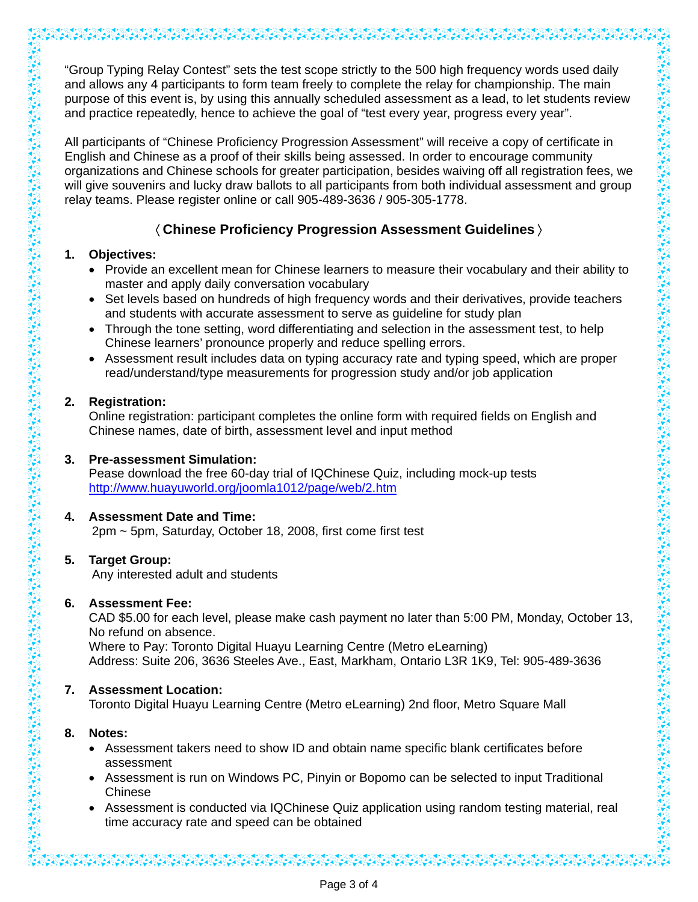"Group Typing Relay Contest" sets the test scope strictly to the 500 high frequency words used daily and allows any 4 participants to form team freely to complete the relay for championship. The main purpose of this event is, by using this annually scheduled assessment as a lead, to let students review and practice repeatedly, hence to achieve the goal of "test every year, progress every year".

All participants of "Chinese Proficiency Progression Assessment" will receive a copy of certificate in English and Chinese as a proof of their skills being assessed. In order to encourage community organizations and Chinese schools for greater participation, besides waiving off all registration fees, we will give souvenirs and lucky draw ballots to all participants from both individual assessment and group relay teams. Please register online or call 905-489-3636 / 905-305-1778.

## 〈Chinese Proficiency Progression Assessment Guidelines〉

1. **Objectives:**
   - Provide an excellent mean for Chinese learners to measure their vocabulary and their ability to master and apply daily conversation vocabulary
   - Set levels based on hundreds of high frequency words and their derivatives, provide teachers and students with accurate assessment to serve as guideline for study plan
   - Through the tone setting, word differentiating and selection in the assessment test, to help Chinese learners' pronounce properly and reduce spelling errors.
   - Assessment result includes data on typing accuracy rate and typing speed, which are proper read/understand/type measurements for progression study and/or job application

2. **Registration:**
   Online registration: participant completes the online form with required fields on English and Chinese names, date of birth, assessment level and input method

3. **Pre-assessment Simulation:**
   Pease download the free 60-day trial of IQChinese Quiz, including mock-up tests
   http://www.huayuworld.org/joomla1012/page/web/2.htm

4. **Assessment Date and Time:**
   2pm ~ 5pm, Saturday, October 18, 2008, first come first test

5. **Target Group:**
   Any interested adult and students

6. **Assessment Fee:**
   CAD $5.00 for each level, please make cash payment no later than 5:00 PM, Monday, October 13, No refund on absence.
   Where to Pay: Toronto Digital Huayu Learning Centre (Metro eLearning)
   Address: Suite 206, 3636 Steeles Ave., East, Markham, Ontario L3R 1K9, Tel: 905-489-3636

7. **Assessment Location:**
   Toronto Digital Huayu Learning Centre (Metro eLearning) 2nd floor, Metro Square Mall

8. **Notes:**
   - Assessment takers need to show ID and obtain name specific blank certificates before assessment
   - Assessment is run on Windows PC, Pinyin or Bopomo can be selected to input Traditional Chinese
   - Assessment is conducted via IQChinese Quiz application using random testing material, real time accuracy rate and speed can be obtained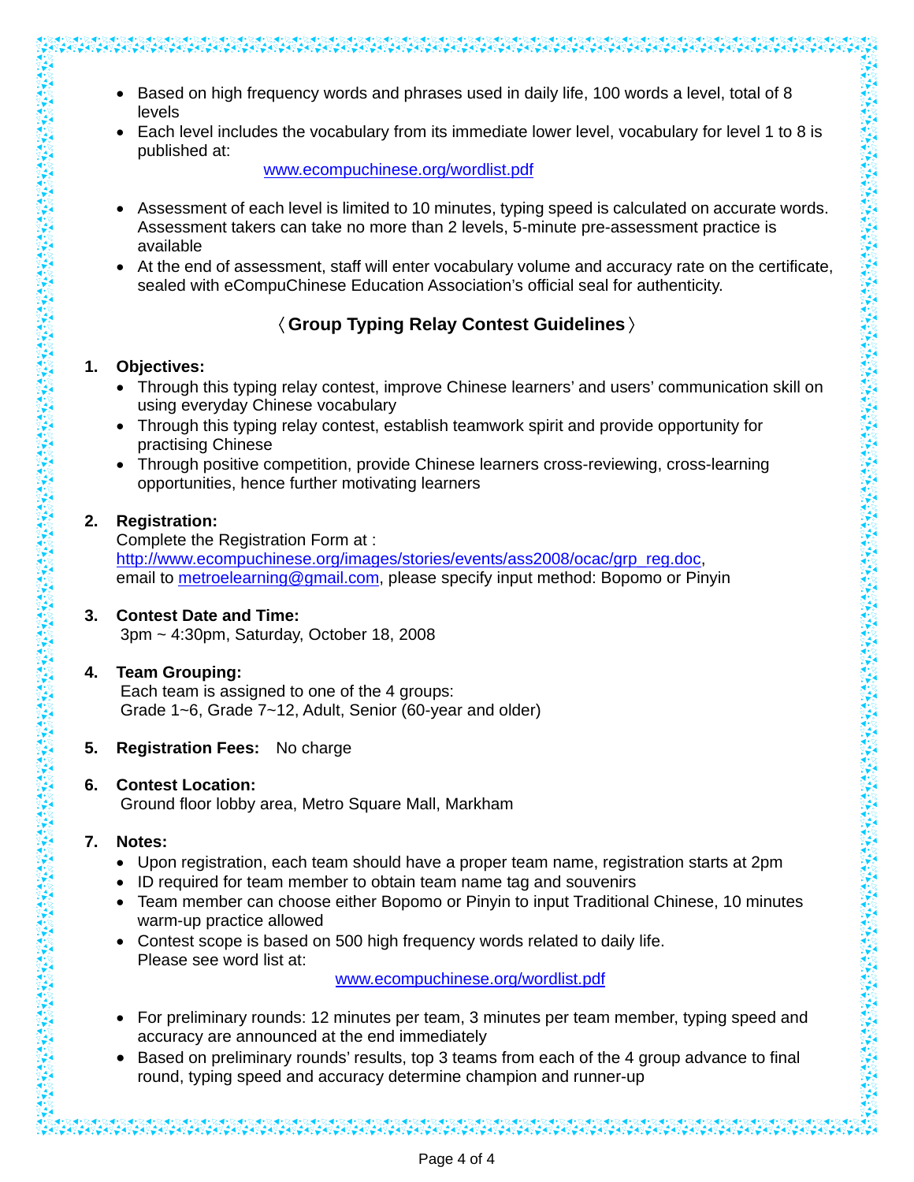- Based on high frequency words and phrases used in daily life, 100 words a level, total of 8 levels
- Each level includes the vocabulary from its immediate lower level, vocabulary for level 1 to 8 is published at:

  www.ecompuchinese.org/wordlist.pdf

- Assessment of each level is limited to 10 minutes, typing speed is calculated on accurate words. Assessment takers can take no more than 2 levels, 5-minute pre-assessment practice is available
- At the end of assessment, staff will enter vocabulary volume and accuracy rate on the certificate, sealed with eCompuChinese Education Association's official seal for authenticity.

## 〈Group Typing Relay Contest Guidelines〉

1. **Objectives:**
   - Through this typing relay contest, improve Chinese learners' and users' communication skill on using everyday Chinese vocabulary
   - Through this typing relay contest, establish teamwork spirit and provide opportunity for practising Chinese
   - Through positive competition, provide Chinese learners cross-reviewing, cross-learning opportunities, hence further motivating learners

2. **Registration:**
   Complete the Registration Form at : http://www.ecompuchinese.org/images/stories/events/ass2008/ocac/grp_reg.doc, email to metroelearning@gmail.com, please specify input method: Bopomo or Pinyin

3. **Contest Date and Time:**
   3pm ~ 4:30pm, Saturday, October 18, 2008

4. **Team Grouping:**
   Each team is assigned to one of the 4 groups:
   Grade 1~6, Grade 7~12, Adult, Senior (60-year and older)

5. **Registration Fees:** No charge

6. **Contest Location:**
   Ground floor lobby area, Metro Square Mall, Markham

7. **Notes:**
   - Upon registration, each team should have a proper team name, registration starts at 2pm
   - ID required for team member to obtain team name tag and souvenirs
   - Team member can choose either Bopomo or Pinyin to input Traditional Chinese, 10 minutes warm-up practice allowed
   - Contest scope is based on 500 high frequency words related to daily life.
     Please see word list at:

     www.ecompuchinese.org/wordlist.pdf

   - For preliminary rounds: 12 minutes per team, 3 minutes per team member, typing speed and accuracy are announced at the end immediately
   - Based on preliminary rounds' results, top 3 teams from each of the 4 group advance to final round, typing speed and accuracy determine champion and runner-up